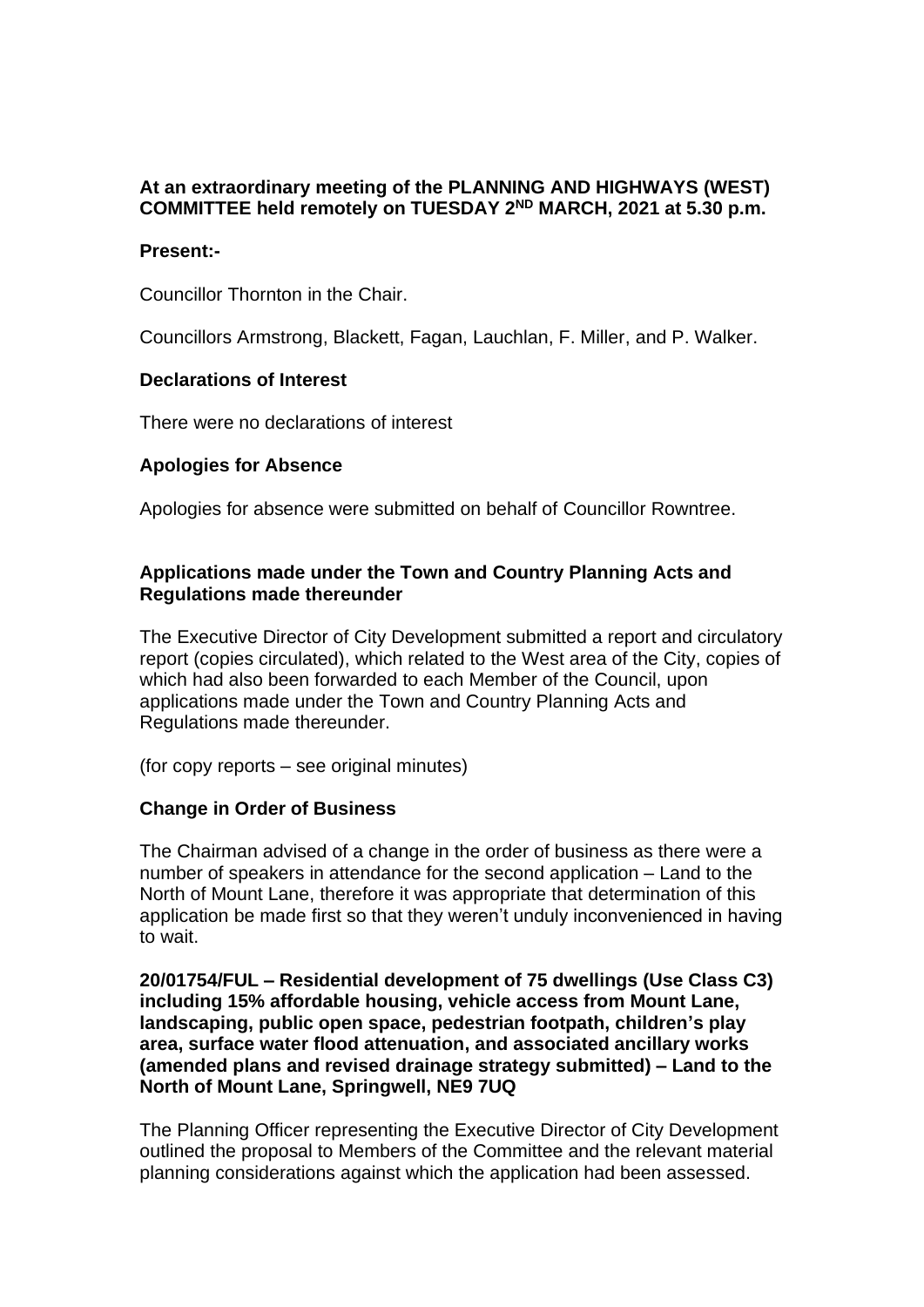**At an extraordinary meeting of the PLANNING AND HIGHWAYS (WEST) COMMITTEE held remotely on TUESDAY 2ND MARCH, 2021 at 5.30 p.m.**

**Present:-**

Councillor Thornton in the Chair.

Councillors Armstrong, Blackett, Fagan, Lauchlan, F. Miller, and P. Walker.

**Declarations of Interest**

There were no declarations of interest

**Apologies for Absence**

Apologies for absence were submitted on behalf of Councillor Rowntree.

**Applications made under the Town and Country Planning Acts and Regulations made thereunder**

The Executive Director of City Development submitted a report and circulatory report (copies circulated), which related to the West area of the City, copies of which had also been forwarded to each Member of the Council, upon applications made under the Town and Country Planning Acts and Regulations made thereunder.

(for copy reports – see original minutes)

**Change in Order of Business**

The Chairman advised of a change in the order of business as there were a number of speakers in attendance for the second application – Land to the North of Mount Lane, therefore it was appropriate that determination of this application be made first so that they weren't unduly inconvenienced in having to wait.

**20/01754/FUL – Residential development of 75 dwellings (Use Class C3) including 15% affordable housing, vehicle access from Mount Lane, landscaping, public open space, pedestrian footpath, children's play area, surface water flood attenuation, and associated ancillary works (amended plans and revised drainage strategy submitted) – Land to the North of Mount Lane, Springwell, NE9 7UQ**

The Planning Officer representing the Executive Director of City Development outlined the proposal to Members of the Committee and the relevant material planning considerations against which the application had been assessed.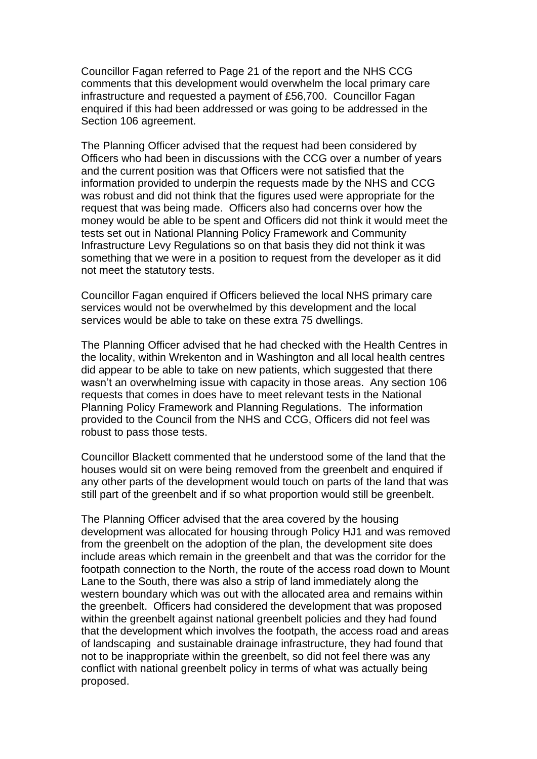Councillor Fagan referred to Page 21 of the report and the NHS CCG comments that this development would overwhelm the local primary care infrastructure and requested a payment of £56,700. Councillor Fagan enquired if this had been addressed or was going to be addressed in the Section 106 agreement.

The Planning Officer advised that the request had been considered by Officers who had been in discussions with the CCG over a number of years and the current position was that Officers were not satisfied that the information provided to underpin the requests made by the NHS and CCG was robust and did not think that the figures used were appropriate for the request that was being made. Officers also had concerns over how the money would be able to be spent and Officers did not think it would meet the tests set out in National Planning Policy Framework and Community Infrastructure Levy Regulations so on that basis they did not think it was something that we were in a position to request from the developer as it did not meet the statutory tests.

Councillor Fagan enquired if Officers believed the local NHS primary care services would not be overwhelmed by this development and the local services would be able to take on these extra 75 dwellings.

The Planning Officer advised that he had checked with the Health Centres in the locality, within Wrekenton and in Washington and all local health centres did appear to be able to take on new patients, which suggested that there wasn't an overwhelming issue with capacity in those areas. Any section 106 requests that comes in does have to meet relevant tests in the National Planning Policy Framework and Planning Regulations. The information provided to the Council from the NHS and CCG, Officers did not feel was robust to pass those tests.

Councillor Blackett commented that he understood some of the land that the houses would sit on were being removed from the greenbelt and enquired if any other parts of the development would touch on parts of the land that was still part of the greenbelt and if so what proportion would still be greenbelt.

The Planning Officer advised that the area covered by the housing development was allocated for housing through Policy HJ1 and was removed from the greenbelt on the adoption of the plan, the development site does include areas which remain in the greenbelt and that was the corridor for the footpath connection to the North, the route of the access road down to Mount Lane to the South, there was also a strip of land immediately along the western boundary which was out with the allocated area and remains within the greenbelt. Officers had considered the development that was proposed within the greenbelt against national greenbelt policies and they had found that the development which involves the footpath, the access road and areas of landscaping and sustainable drainage infrastructure, they had found that not to be inappropriate within the greenbelt, so did not feel there was any conflict with national greenbelt policy in terms of what was actually being proposed.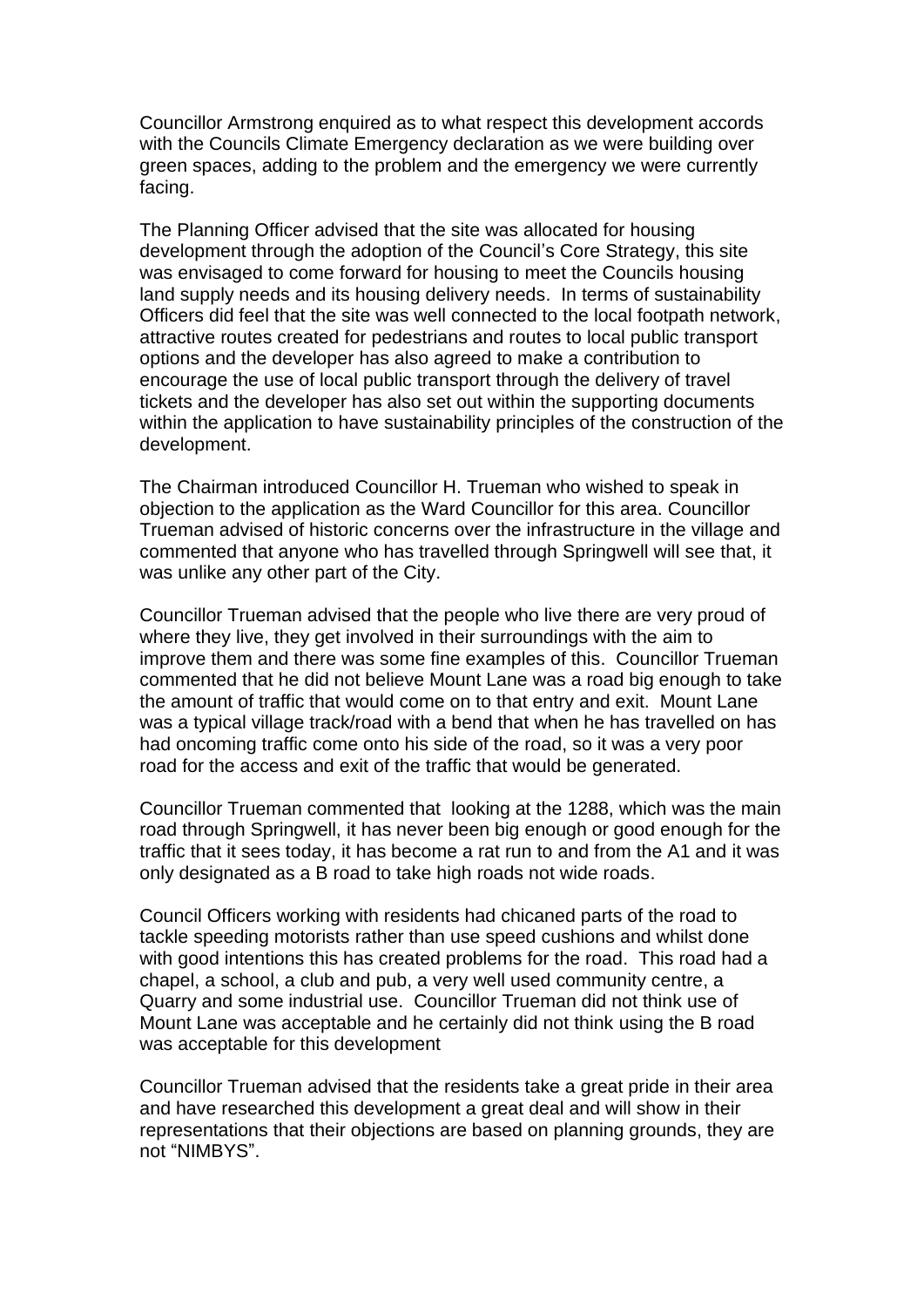Councillor Armstrong enquired as to what respect this development accords with the Councils Climate Emergency declaration as we were building over green spaces, adding to the problem and the emergency we were currently facing.

The Planning Officer advised that the site was allocated for housing development through the adoption of the Council's Core Strategy, this site was envisaged to come forward for housing to meet the Councils housing land supply needs and its housing delivery needs. In terms of sustainability Officers did feel that the site was well connected to the local footpath network, attractive routes created for pedestrians and routes to local public transport options and the developer has also agreed to make a contribution to encourage the use of local public transport through the delivery of travel tickets and the developer has also set out within the supporting documents within the application to have sustainability principles of the construction of the development.

The Chairman introduced Councillor H. Trueman who wished to speak in objection to the application as the Ward Councillor for this area. Councillor Trueman advised of historic concerns over the infrastructure in the village and commented that anyone who has travelled through Springwell will see that, it was unlike any other part of the City.

Councillor Trueman advised that the people who live there are very proud of where they live, they get involved in their surroundings with the aim to improve them and there was some fine examples of this. Councillor Trueman commented that he did not believe Mount Lane was a road big enough to take the amount of traffic that would come on to that entry and exit. Mount Lane was a typical village track/road with a bend that when he has travelled on has had oncoming traffic come onto his side of the road, so it was a very poor road for the access and exit of the traffic that would be generated.

Councillor Trueman commented that looking at the 1288, which was the main road through Springwell, it has never been big enough or good enough for the traffic that it sees today, it has become a rat run to and from the A1 and it was only designated as a B road to take high roads not wide roads.

Council Officers working with residents had chicaned parts of the road to tackle speeding motorists rather than use speed cushions and whilst done with good intentions this has created problems for the road. This road had a chapel, a school, a club and pub, a very well used community centre, a Quarry and some industrial use. Councillor Trueman did not think use of Mount Lane was acceptable and he certainly did not think using the B road was acceptable for this development

Councillor Trueman advised that the residents take a great pride in their area and have researched this development a great deal and will show in their representations that their objections are based on planning grounds, they are not "NIMBYS".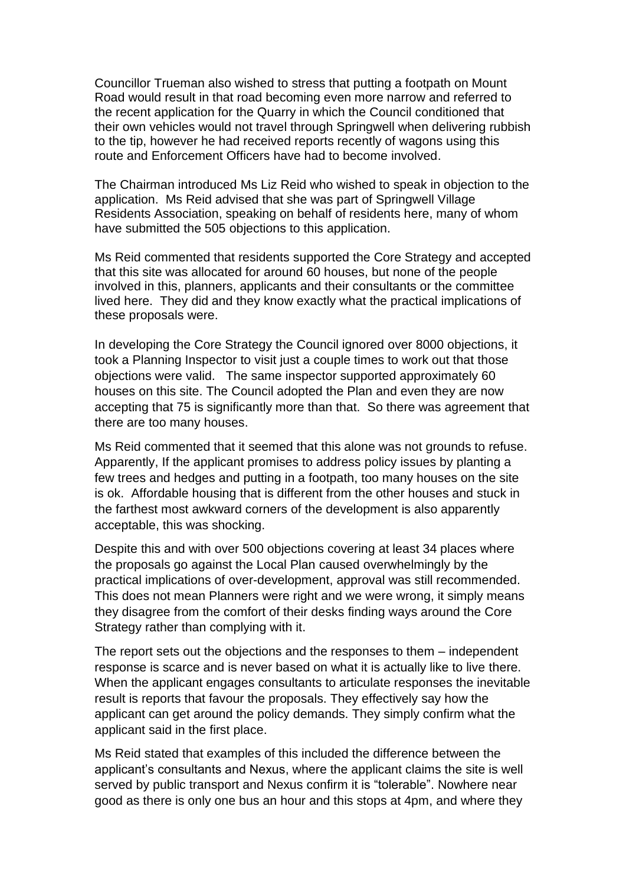Councillor Trueman also wished to stress that putting a footpath on Mount Road would result in that road becoming even more narrow and referred to the recent application for the Quarry in which the Council conditioned that their own vehicles would not travel through Springwell when delivering rubbish to the tip, however he had received reports recently of wagons using this route and Enforcement Officers have had to become involved.

The Chairman introduced Ms Liz Reid who wished to speak in objection to the application. Ms Reid advised that she was part of Springwell Village Residents Association, speaking on behalf of residents here, many of whom have submitted the 505 objections to this application.

Ms Reid commented that residents supported the Core Strategy and accepted that this site was allocated for around 60 houses, but none of the people involved in this, planners, applicants and their consultants or the committee lived here. They did and they know exactly what the practical implications of these proposals were.

In developing the Core Strategy the Council ignored over 8000 objections, it took a Planning Inspector to visit just a couple times to work out that those objections were valid. The same inspector supported approximately 60 houses on this site. The Council adopted the Plan and even they are now accepting that 75 is significantly more than that. So there was agreement that there are too many houses.

Ms Reid commented that it seemed that this alone was not grounds to refuse. Apparently, If the applicant promises to address policy issues by planting a few trees and hedges and putting in a footpath, too many houses on the site is ok. Affordable housing that is different from the other houses and stuck in the farthest most awkward corners of the development is also apparently acceptable, this was shocking.

Despite this and with over 500 objections covering at least 34 places where the proposals go against the Local Plan caused overwhelmingly by the practical implications of over-development, approval was still recommended. This does not mean Planners were right and we were wrong, it simply means they disagree from the comfort of their desks finding ways around the Core Strategy rather than complying with it.

The report sets out the objections and the responses to them – independent response is scarce and is never based on what it is actually like to live there. When the applicant engages consultants to articulate responses the inevitable result is reports that favour the proposals. They effectively say how the applicant can get around the policy demands. They simply confirm what the applicant said in the first place.

Ms Reid stated that examples of this included the difference between the applicant's consultants and Nexus, where the applicant claims the site is well served by public transport and Nexus confirm it is "tolerable". Nowhere near good as there is only one bus an hour and this stops at 4pm, and where they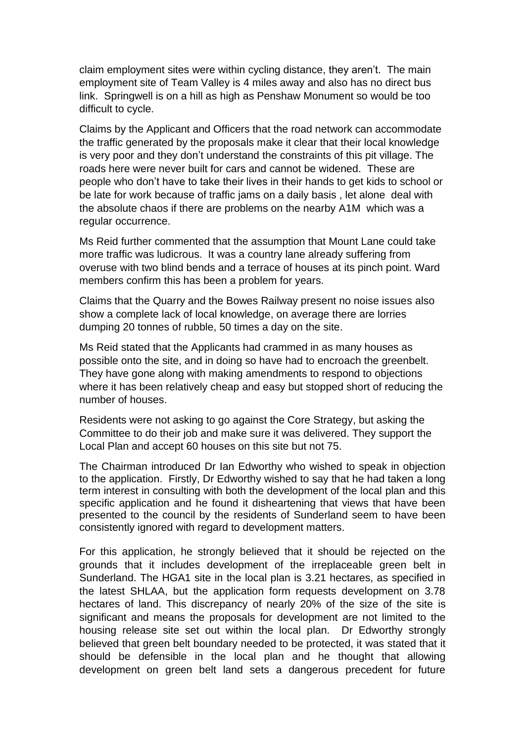claim employment sites were within cycling distance, they aren't. The main employment site of Team Valley is 4 miles away and also has no direct bus link. Springwell is on a hill as high as Penshaw Monument so would be too difficult to cycle.

Claims by the Applicant and Officers that the road network can accommodate the traffic generated by the proposals make it clear that their local knowledge is very poor and they don't understand the constraints of this pit village. The roads here were never built for cars and cannot be widened. These are people who don't have to take their lives in their hands to get kids to school or be late for work because of traffic jams on a daily basis , let alone deal with the absolute chaos if there are problems on the nearby A1M which was a regular occurrence.

Ms Reid further commented that the assumption that Mount Lane could take more traffic was ludicrous. It was a country lane already suffering from overuse with two blind bends and a terrace of houses at its pinch point. Ward members confirm this has been a problem for years.

Claims that the Quarry and the Bowes Railway present no noise issues also show a complete lack of local knowledge, on average there are lorries dumping 20 tonnes of rubble, 50 times a day on the site.

Ms Reid stated that the Applicants had crammed in as many houses as possible onto the site, and in doing so have had to encroach the greenbelt. They have gone along with making amendments to respond to objections where it has been relatively cheap and easy but stopped short of reducing the number of houses.

Residents were not asking to go against the Core Strategy, but asking the Committee to do their job and make sure it was delivered. They support the Local Plan and accept 60 houses on this site but not 75.

The Chairman introduced Dr Ian Edworthy who wished to speak in objection to the application. Firstly, Dr Edworthy wished to say that he had taken a long term interest in consulting with both the development of the local plan and this specific application and he found it disheartening that views that have been presented to the council by the residents of Sunderland seem to have been consistently ignored with regard to development matters.

For this application, he strongly believed that it should be rejected on the grounds that it includes development of the irreplaceable green belt in Sunderland. The HGA1 site in the local plan is 3.21 hectares, as specified in the latest SHLAA, but the application form requests development on 3.78 hectares of land. This discrepancy of nearly 20% of the size of the site is significant and means the proposals for development are not limited to the housing release site set out within the local plan. Dr Edworthy strongly believed that green belt boundary needed to be protected, it was stated that it should be defensible in the local plan and he thought that allowing development on green belt land sets a dangerous precedent for future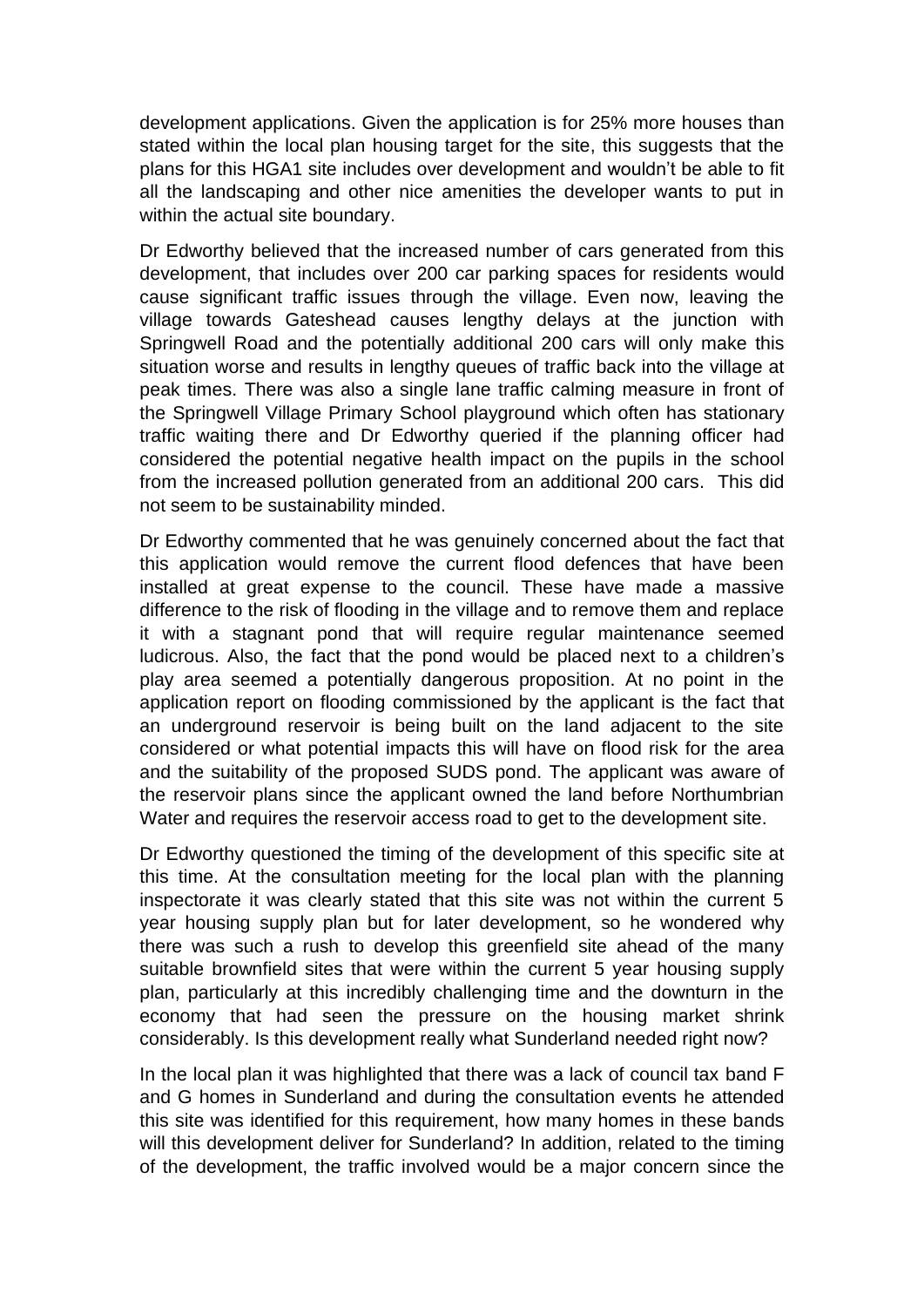development applications. Given the application is for 25% more houses than stated within the local plan housing target for the site, this suggests that the plans for this HGA1 site includes over development and wouldn't be able to fit all the landscaping and other nice amenities the developer wants to put in within the actual site boundary.

Dr Edworthy believed that the increased number of cars generated from this development, that includes over 200 car parking spaces for residents would cause significant traffic issues through the village. Even now, leaving the village towards Gateshead causes lengthy delays at the junction with Springwell Road and the potentially additional 200 cars will only make this situation worse and results in lengthy queues of traffic back into the village at peak times. There was also a single lane traffic calming measure in front of the Springwell Village Primary School playground which often has stationary traffic waiting there and Dr Edworthy queried if the planning officer had considered the potential negative health impact on the pupils in the school from the increased pollution generated from an additional 200 cars. This did not seem to be sustainability minded.

Dr Edworthy commented that he was genuinely concerned about the fact that this application would remove the current flood defences that have been installed at great expense to the council. These have made a massive difference to the risk of flooding in the village and to remove them and replace it with a stagnant pond that will require regular maintenance seemed ludicrous. Also, the fact that the pond would be placed next to a children's play area seemed a potentially dangerous proposition. At no point in the application report on flooding commissioned by the applicant is the fact that an underground reservoir is being built on the land adjacent to the site considered or what potential impacts this will have on flood risk for the area and the suitability of the proposed SUDS pond. The applicant was aware of the reservoir plans since the applicant owned the land before Northumbrian Water and requires the reservoir access road to get to the development site.

Dr Edworthy questioned the timing of the development of this specific site at this time. At the consultation meeting for the local plan with the planning inspectorate it was clearly stated that this site was not within the current 5 year housing supply plan but for later development, so he wondered why there was such a rush to develop this greenfield site ahead of the many suitable brownfield sites that were within the current 5 year housing supply plan, particularly at this incredibly challenging time and the downturn in the economy that had seen the pressure on the housing market shrink considerably. Is this development really what Sunderland needed right now?

In the local plan it was highlighted that there was a lack of council tax band F and G homes in Sunderland and during the consultation events he attended this site was identified for this requirement, how many homes in these bands will this development deliver for Sunderland? In addition, related to the timing of the development, the traffic involved would be a major concern since the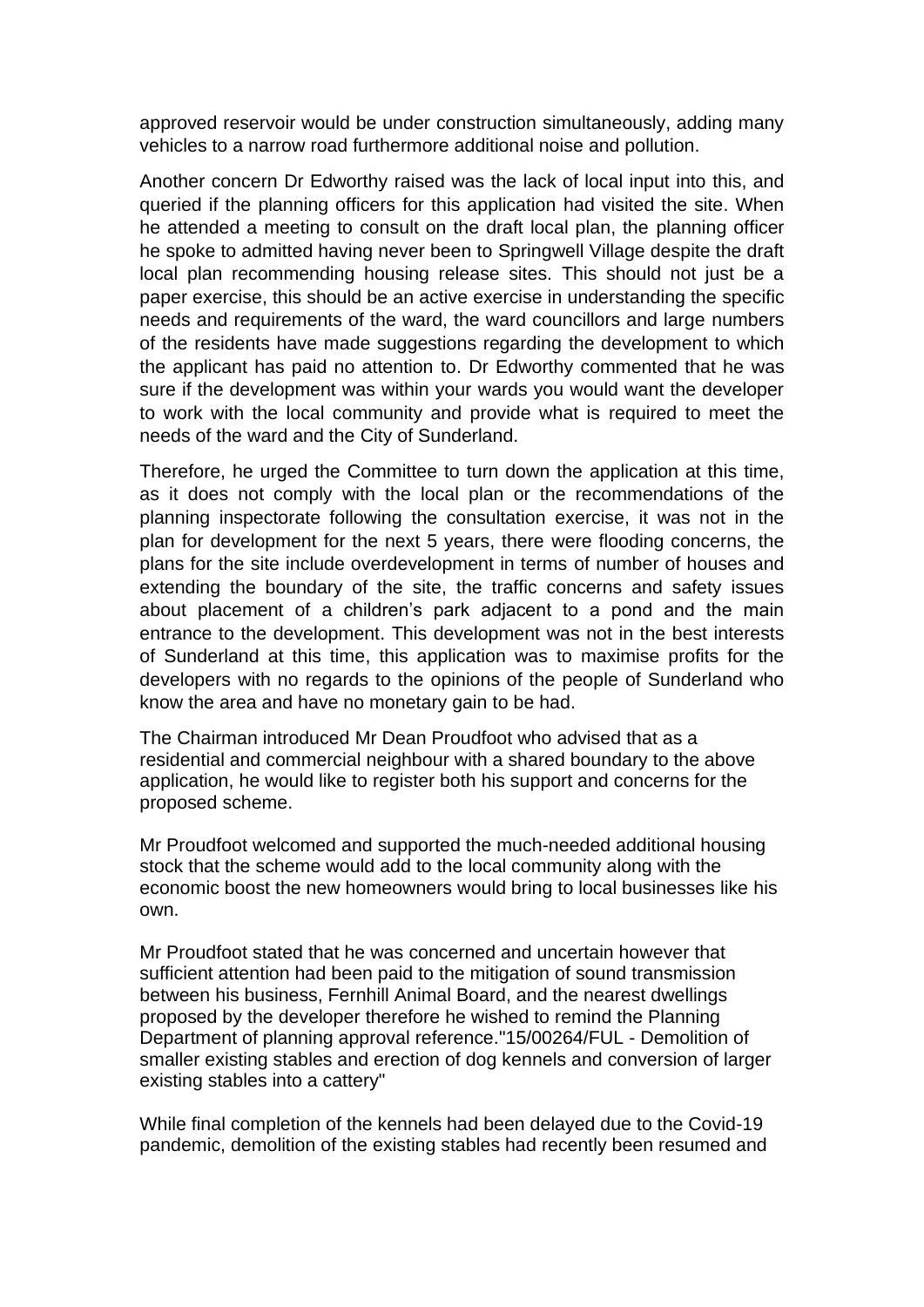approved reservoir would be under construction simultaneously, adding many vehicles to a narrow road furthermore additional noise and pollution.

Another concern Dr Edworthy raised was the lack of local input into this, and queried if the planning officers for this application had visited the site. When he attended a meeting to consult on the draft local plan, the planning officer he spoke to admitted having never been to Springwell Village despite the draft local plan recommending housing release sites. This should not just be a paper exercise, this should be an active exercise in understanding the specific needs and requirements of the ward, the ward councillors and large numbers of the residents have made suggestions regarding the development to which the applicant has paid no attention to. Dr Edworthy commented that he was sure if the development was within your wards you would want the developer to work with the local community and provide what is required to meet the needs of the ward and the City of Sunderland.

Therefore, he urged the Committee to turn down the application at this time, as it does not comply with the local plan or the recommendations of the planning inspectorate following the consultation exercise, it was not in the plan for development for the next 5 years, there were flooding concerns, the plans for the site include overdevelopment in terms of number of houses and extending the boundary of the site, the traffic concerns and safety issues about placement of a children's park adjacent to a pond and the main entrance to the development. This development was not in the best interests of Sunderland at this time, this application was to maximise profits for the developers with no regards to the opinions of the people of Sunderland who know the area and have no monetary gain to be had.

The Chairman introduced Mr Dean Proudfoot who advised that as a residential and commercial neighbour with a shared boundary to the above application, he would like to register both his support and concerns for the proposed scheme.

Mr Proudfoot welcomed and supported the much-needed additional housing stock that the scheme would add to the local community along with the economic boost the new homeowners would bring to local businesses like his own.

Mr Proudfoot stated that he was concerned and uncertain however that sufficient attention had been paid to the mitigation of sound transmission between his business, Fernhill Animal Board, and the nearest dwellings proposed by the developer therefore he wished to remind the Planning Department of planning approval reference."15/00264/FUL - Demolition of smaller existing stables and erection of dog kennels and conversion of larger existing stables into a cattery"

While final completion of the kennels had been delayed due to the Covid-19 pandemic, demolition of the existing stables had recently been resumed and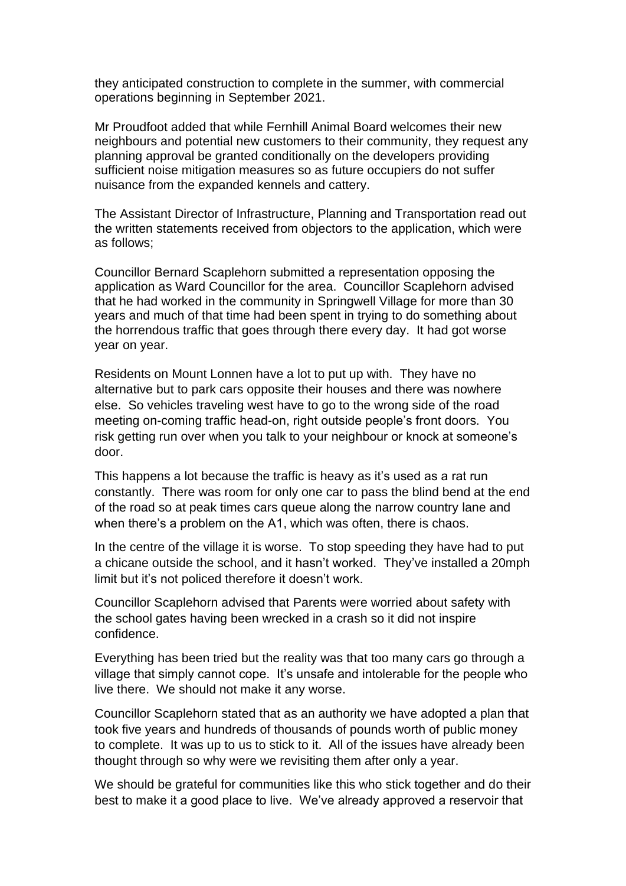they anticipated construction to complete in the summer, with commercial operations beginning in September 2021.

Mr Proudfoot added that while Fernhill Animal Board welcomes their new neighbours and potential new customers to their community, they request any planning approval be granted conditionally on the developers providing sufficient noise mitigation measures so as future occupiers do not suffer nuisance from the expanded kennels and cattery.

The Assistant Director of Infrastructure, Planning and Transportation read out the written statements received from objectors to the application, which were as follows;

Councillor Bernard Scaplehorn submitted a representation opposing the application as Ward Councillor for the area. Councillor Scaplehorn advised that he had worked in the community in Springwell Village for more than 30 years and much of that time had been spent in trying to do something about the horrendous traffic that goes through there every day. It had got worse year on year.

Residents on Mount Lonnen have a lot to put up with. They have no alternative but to park cars opposite their houses and there was nowhere else. So vehicles traveling west have to go to the wrong side of the road meeting on-coming traffic head-on, right outside people's front doors. You risk getting run over when you talk to your neighbour or knock at someone's door.

This happens a lot because the traffic is heavy as it's used as a rat run constantly. There was room for only one car to pass the blind bend at the end of the road so at peak times cars queue along the narrow country lane and when there's a problem on the A1, which was often, there is chaos.

In the centre of the village it is worse. To stop speeding they have had to put a chicane outside the school, and it hasn't worked. They've installed a 20mph limit but it's not policed therefore it doesn't work.

Councillor Scaplehorn advised that Parents were worried about safety with the school gates having been wrecked in a crash so it did not inspire confidence.

Everything has been tried but the reality was that too many cars go through a village that simply cannot cope. It's unsafe and intolerable for the people who live there. We should not make it any worse.

Councillor Scaplehorn stated that as an authority we have adopted a plan that took five years and hundreds of thousands of pounds worth of public money to complete. It was up to us to stick to it. All of the issues have already been thought through so why were we revisiting them after only a year.

We should be grateful for communities like this who stick together and do their best to make it a good place to live. We've already approved a reservoir that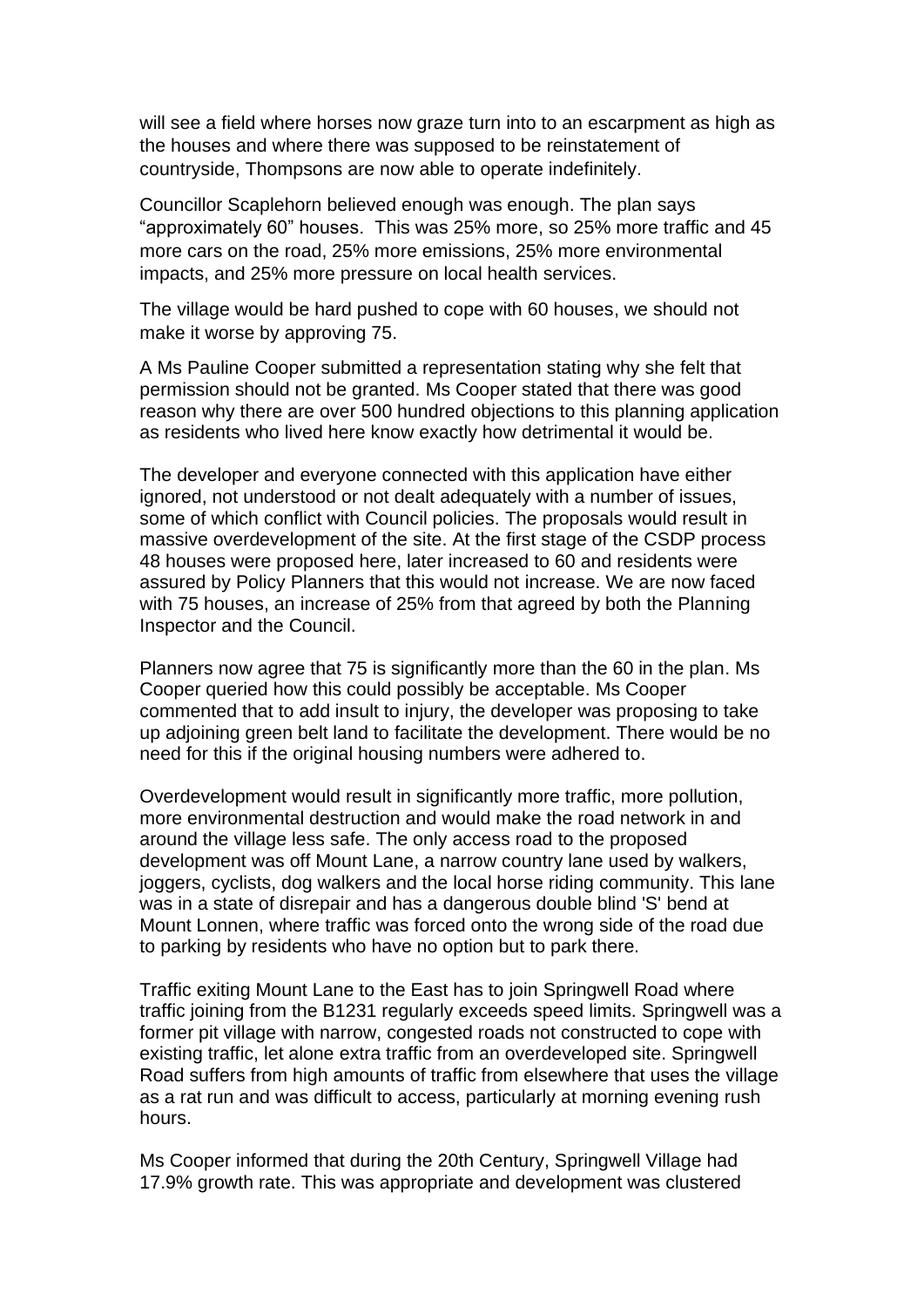will see a field where horses now graze turn into to an escarpment as high as the houses and where there was supposed to be reinstatement of countryside, Thompsons are now able to operate indefinitely.

Councillor Scaplehorn believed enough was enough. The plan says "approximately 60" houses. This was 25% more, so 25% more traffic and 45 more cars on the road, 25% more emissions, 25% more environmental impacts, and 25% more pressure on local health services.

The village would be hard pushed to cope with 60 houses, we should not make it worse by approving 75.

A Ms Pauline Cooper submitted a representation stating why she felt that permission should not be granted. Ms Cooper stated that there was good reason why there are over 500 hundred objections to this planning application as residents who lived here know exactly how detrimental it would be.

The developer and everyone connected with this application have either ignored, not understood or not dealt adequately with a number of issues, some of which conflict with Council policies. The proposals would result in massive overdevelopment of the site. At the first stage of the CSDP process 48 houses were proposed here, later increased to 60 and residents were assured by Policy Planners that this would not increase. We are now faced with 75 houses, an increase of 25% from that agreed by both the Planning Inspector and the Council.

Planners now agree that 75 is significantly more than the 60 in the plan. Ms Cooper queried how this could possibly be acceptable. Ms Cooper commented that to add insult to injury, the developer was proposing to take up adjoining green belt land to facilitate the development. There would be no need for this if the original housing numbers were adhered to.

Overdevelopment would result in significantly more traffic, more pollution, more environmental destruction and would make the road network in and around the village less safe. The only access road to the proposed development was off Mount Lane, a narrow country lane used by walkers, joggers, cyclists, dog walkers and the local horse riding community. This lane was in a state of disrepair and has a dangerous double blind 'S' bend at Mount Lonnen, where traffic was forced onto the wrong side of the road due to parking by residents who have no option but to park there.

Traffic exiting Mount Lane to the East has to join Springwell Road where traffic joining from the B1231 regularly exceeds speed limits. Springwell was a former pit village with narrow, congested roads not constructed to cope with existing traffic, let alone extra traffic from an overdeveloped site. Springwell Road suffers from high amounts of traffic from elsewhere that uses the village as a rat run and was difficult to access, particularly at morning evening rush hours.

Ms Cooper informed that during the 20th Century, Springwell Village had 17.9% growth rate. This was appropriate and development was clustered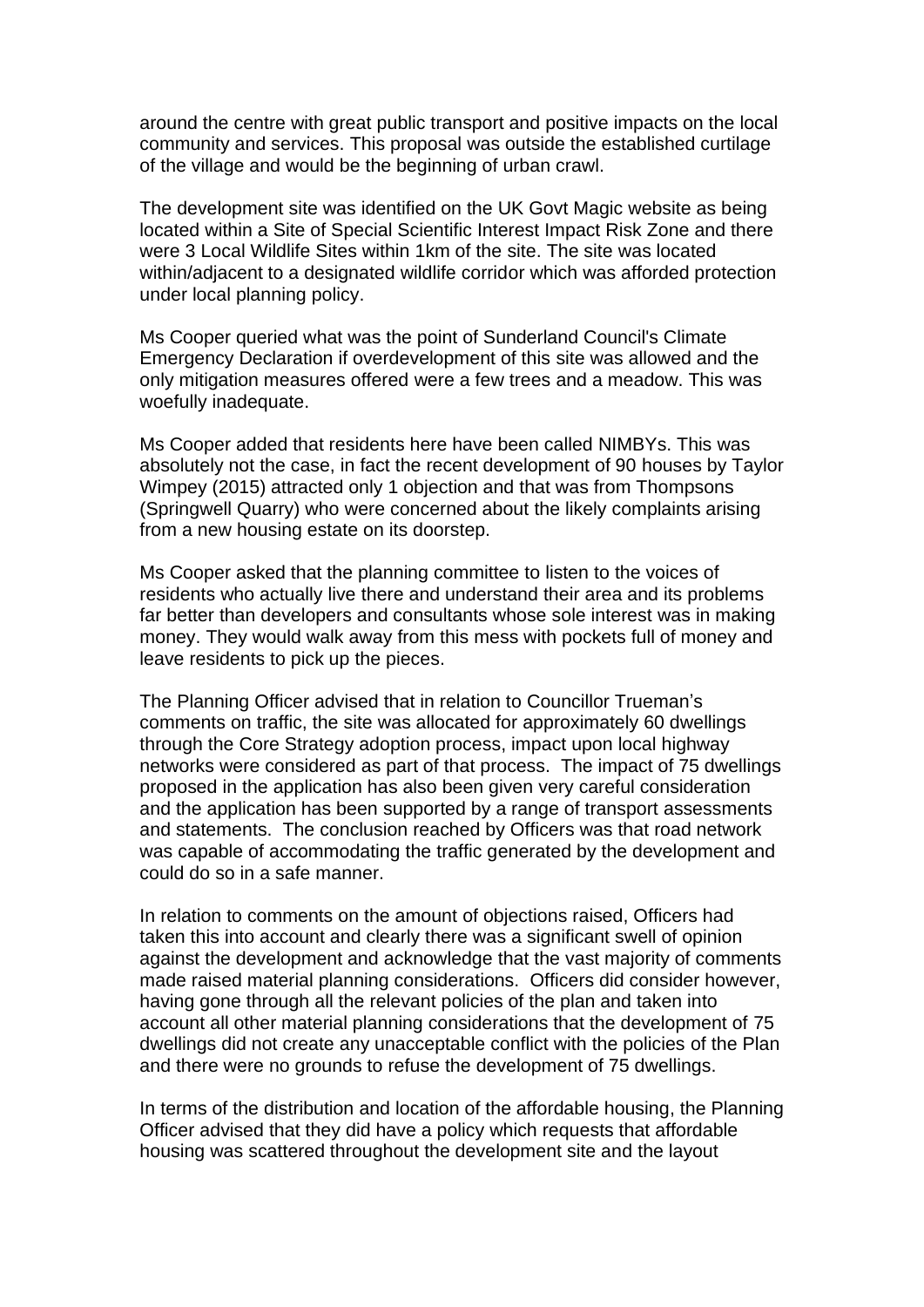around the centre with great public transport and positive impacts on the local community and services. This proposal was outside the established curtilage of the village and would be the beginning of urban crawl.

The development site was identified on the UK Govt Magic website as being located within a Site of Special Scientific Interest Impact Risk Zone and there were 3 Local Wildlife Sites within 1km of the site. The site was located within/adjacent to a designated wildlife corridor which was afforded protection under local planning policy.

Ms Cooper queried what was the point of Sunderland Council's Climate Emergency Declaration if overdevelopment of this site was allowed and the only mitigation measures offered were a few trees and a meadow. This was woefully inadequate.

Ms Cooper added that residents here have been called NIMBYs. This was absolutely not the case, in fact the recent development of 90 houses by Taylor Wimpey (2015) attracted only 1 objection and that was from Thompsons (Springwell Quarry) who were concerned about the likely complaints arising from a new housing estate on its doorstep.

Ms Cooper asked that the planning committee to listen to the voices of residents who actually live there and understand their area and its problems far better than developers and consultants whose sole interest was in making money. They would walk away from this mess with pockets full of money and leave residents to pick up the pieces.

The Planning Officer advised that in relation to Councillor Trueman's comments on traffic, the site was allocated for approximately 60 dwellings through the Core Strategy adoption process, impact upon local highway networks were considered as part of that process. The impact of 75 dwellings proposed in the application has also been given very careful consideration and the application has been supported by a range of transport assessments and statements. The conclusion reached by Officers was that road network was capable of accommodating the traffic generated by the development and could do so in a safe manner.

In relation to comments on the amount of objections raised, Officers had taken this into account and clearly there was a significant swell of opinion against the development and acknowledge that the vast majority of comments made raised material planning considerations. Officers did consider however, having gone through all the relevant policies of the plan and taken into account all other material planning considerations that the development of 75 dwellings did not create any unacceptable conflict with the policies of the Plan and there were no grounds to refuse the development of 75 dwellings.

In terms of the distribution and location of the affordable housing, the Planning Officer advised that they did have a policy which requests that affordable housing was scattered throughout the development site and the layout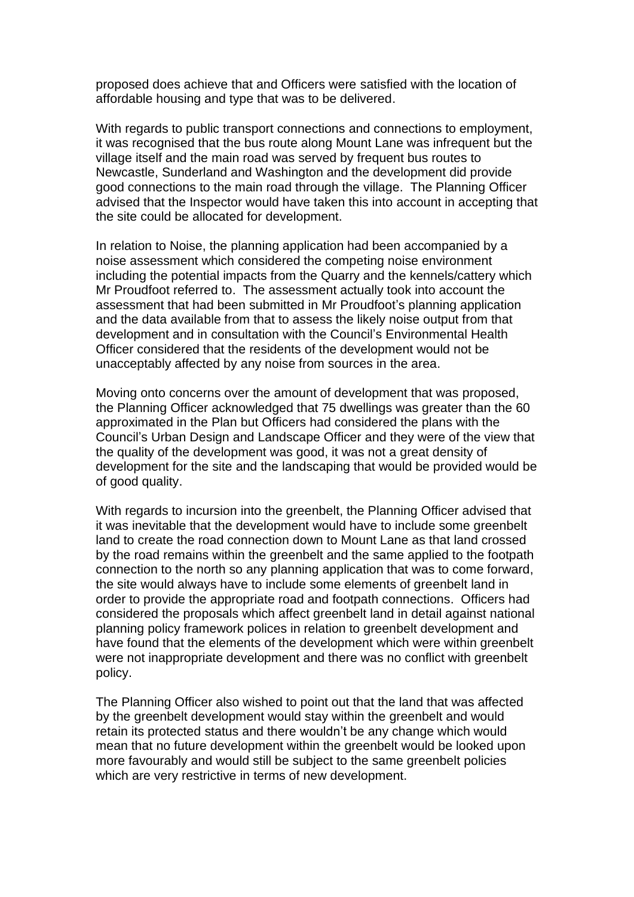proposed does achieve that and Officers were satisfied with the location of affordable housing and type that was to be delivered.

With regards to public transport connections and connections to employment, it was recognised that the bus route along Mount Lane was infrequent but the village itself and the main road was served by frequent bus routes to Newcastle, Sunderland and Washington and the development did provide good connections to the main road through the village. The Planning Officer advised that the Inspector would have taken this into account in accepting that the site could be allocated for development.

In relation to Noise, the planning application had been accompanied by a noise assessment which considered the competing noise environment including the potential impacts from the Quarry and the kennels/cattery which Mr Proudfoot referred to. The assessment actually took into account the assessment that had been submitted in Mr Proudfoot's planning application and the data available from that to assess the likely noise output from that development and in consultation with the Council's Environmental Health Officer considered that the residents of the development would not be unacceptably affected by any noise from sources in the area.

Moving onto concerns over the amount of development that was proposed, the Planning Officer acknowledged that 75 dwellings was greater than the 60 approximated in the Plan but Officers had considered the plans with the Council's Urban Design and Landscape Officer and they were of the view that the quality of the development was good, it was not a great density of development for the site and the landscaping that would be provided would be of good quality.

With regards to incursion into the greenbelt, the Planning Officer advised that it was inevitable that the development would have to include some greenbelt land to create the road connection down to Mount Lane as that land crossed by the road remains within the greenbelt and the same applied to the footpath connection to the north so any planning application that was to come forward, the site would always have to include some elements of greenbelt land in order to provide the appropriate road and footpath connections. Officers had considered the proposals which affect greenbelt land in detail against national planning policy framework polices in relation to greenbelt development and have found that the elements of the development which were within greenbelt were not inappropriate development and there was no conflict with greenbelt policy.

The Planning Officer also wished to point out that the land that was affected by the greenbelt development would stay within the greenbelt and would retain its protected status and there wouldn't be any change which would mean that no future development within the greenbelt would be looked upon more favourably and would still be subject to the same greenbelt policies which are very restrictive in terms of new development.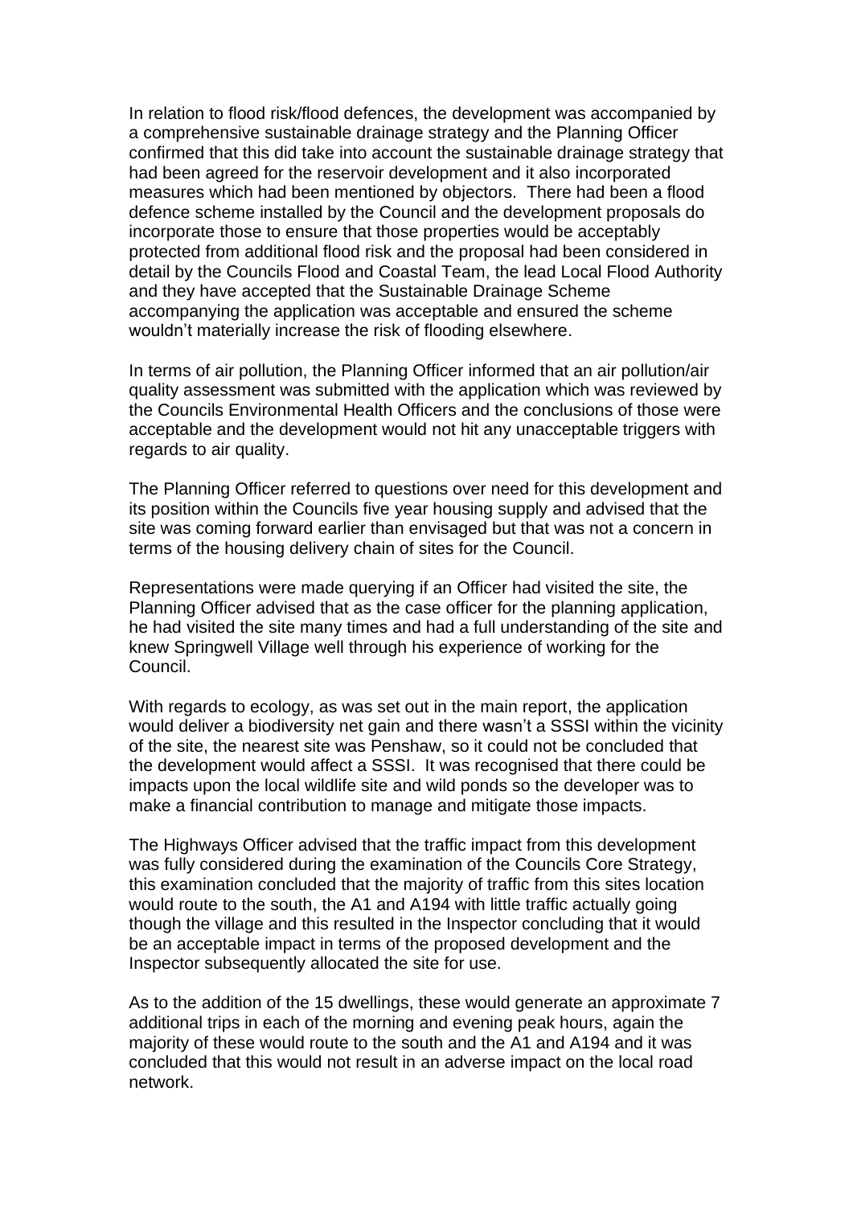In relation to flood risk/flood defences, the development was accompanied by a comprehensive sustainable drainage strategy and the Planning Officer confirmed that this did take into account the sustainable drainage strategy that had been agreed for the reservoir development and it also incorporated measures which had been mentioned by objectors. There had been a flood defence scheme installed by the Council and the development proposals do incorporate those to ensure that those properties would be acceptably protected from additional flood risk and the proposal had been considered in detail by the Councils Flood and Coastal Team, the lead Local Flood Authority and they have accepted that the Sustainable Drainage Scheme accompanying the application was acceptable and ensured the scheme wouldn't materially increase the risk of flooding elsewhere.

In terms of air pollution, the Planning Officer informed that an air pollution/air quality assessment was submitted with the application which was reviewed by the Councils Environmental Health Officers and the conclusions of those were acceptable and the development would not hit any unacceptable triggers with regards to air quality.

The Planning Officer referred to questions over need for this development and its position within the Councils five year housing supply and advised that the site was coming forward earlier than envisaged but that was not a concern in terms of the housing delivery chain of sites for the Council.

Representations were made querying if an Officer had visited the site, the Planning Officer advised that as the case officer for the planning application, he had visited the site many times and had a full understanding of the site and knew Springwell Village well through his experience of working for the Council.

With regards to ecology, as was set out in the main report, the application would deliver a biodiversity net gain and there wasn't a SSSI within the vicinity of the site, the nearest site was Penshaw, so it could not be concluded that the development would affect a SSSI. It was recognised that there could be impacts upon the local wildlife site and wild ponds so the developer was to make a financial contribution to manage and mitigate those impacts.

The Highways Officer advised that the traffic impact from this development was fully considered during the examination of the Councils Core Strategy, this examination concluded that the majority of traffic from this sites location would route to the south, the A1 and A194 with little traffic actually going though the village and this resulted in the Inspector concluding that it would be an acceptable impact in terms of the proposed development and the Inspector subsequently allocated the site for use.

As to the addition of the 15 dwellings, these would generate an approximate 7 additional trips in each of the morning and evening peak hours, again the majority of these would route to the south and the A1 and A194 and it was concluded that this would not result in an adverse impact on the local road network.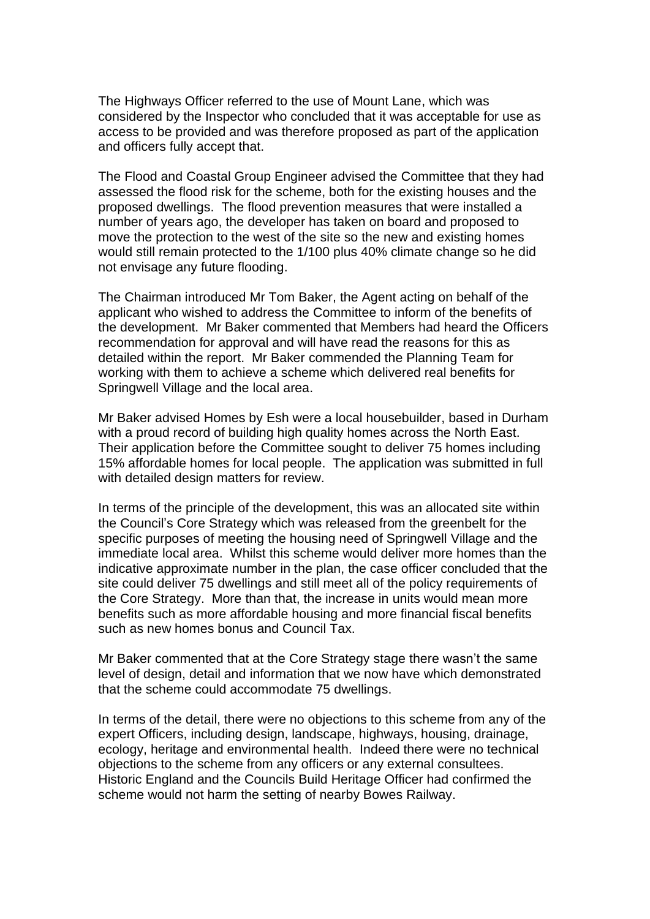The Highways Officer referred to the use of Mount Lane, which was considered by the Inspector who concluded that it was acceptable for use as access to be provided and was therefore proposed as part of the application and officers fully accept that.

The Flood and Coastal Group Engineer advised the Committee that they had assessed the flood risk for the scheme, both for the existing houses and the proposed dwellings. The flood prevention measures that were installed a number of years ago, the developer has taken on board and proposed to move the protection to the west of the site so the new and existing homes would still remain protected to the 1/100 plus 40% climate change so he did not envisage any future flooding.

The Chairman introduced Mr Tom Baker, the Agent acting on behalf of the applicant who wished to address the Committee to inform of the benefits of the development. Mr Baker commented that Members had heard the Officers recommendation for approval and will have read the reasons for this as detailed within the report. Mr Baker commended the Planning Team for working with them to achieve a scheme which delivered real benefits for Springwell Village and the local area.

Mr Baker advised Homes by Esh were a local housebuilder, based in Durham with a proud record of building high quality homes across the North East. Their application before the Committee sought to deliver 75 homes including 15% affordable homes for local people. The application was submitted in full with detailed design matters for review.

In terms of the principle of the development, this was an allocated site within the Council's Core Strategy which was released from the greenbelt for the specific purposes of meeting the housing need of Springwell Village and the immediate local area. Whilst this scheme would deliver more homes than the indicative approximate number in the plan, the case officer concluded that the site could deliver 75 dwellings and still meet all of the policy requirements of the Core Strategy. More than that, the increase in units would mean more benefits such as more affordable housing and more financial fiscal benefits such as new homes bonus and Council Tax.

Mr Baker commented that at the Core Strategy stage there wasn't the same level of design, detail and information that we now have which demonstrated that the scheme could accommodate 75 dwellings.

In terms of the detail, there were no objections to this scheme from any of the expert Officers, including design, landscape, highways, housing, drainage, ecology, heritage and environmental health. Indeed there were no technical objections to the scheme from any officers or any external consultees. Historic England and the Councils Build Heritage Officer had confirmed the scheme would not harm the setting of nearby Bowes Railway.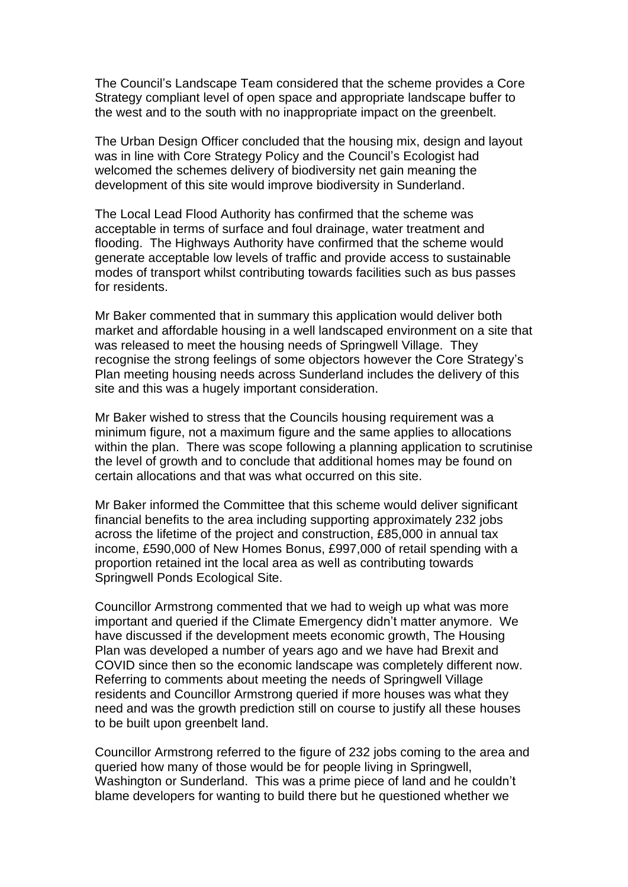The Council's Landscape Team considered that the scheme provides a Core Strategy compliant level of open space and appropriate landscape buffer to the west and to the south with no inappropriate impact on the greenbelt.

The Urban Design Officer concluded that the housing mix, design and layout was in line with Core Strategy Policy and the Council's Ecologist had welcomed the schemes delivery of biodiversity net gain meaning the development of this site would improve biodiversity in Sunderland.

The Local Lead Flood Authority has confirmed that the scheme was acceptable in terms of surface and foul drainage, water treatment and flooding. The Highways Authority have confirmed that the scheme would generate acceptable low levels of traffic and provide access to sustainable modes of transport whilst contributing towards facilities such as bus passes for residents.

Mr Baker commented that in summary this application would deliver both market and affordable housing in a well landscaped environment on a site that was released to meet the housing needs of Springwell Village. They recognise the strong feelings of some objectors however the Core Strategy's Plan meeting housing needs across Sunderland includes the delivery of this site and this was a hugely important consideration.

Mr Baker wished to stress that the Councils housing requirement was a minimum figure, not a maximum figure and the same applies to allocations within the plan. There was scope following a planning application to scrutinise the level of growth and to conclude that additional homes may be found on certain allocations and that was what occurred on this site.

Mr Baker informed the Committee that this scheme would deliver significant financial benefits to the area including supporting approximately 232 jobs across the lifetime of the project and construction, £85,000 in annual tax income, £590,000 of New Homes Bonus, £997,000 of retail spending with a proportion retained int the local area as well as contributing towards Springwell Ponds Ecological Site.

Councillor Armstrong commented that we had to weigh up what was more important and queried if the Climate Emergency didn't matter anymore. We have discussed if the development meets economic growth, The Housing Plan was developed a number of years ago and we have had Brexit and COVID since then so the economic landscape was completely different now. Referring to comments about meeting the needs of Springwell Village residents and Councillor Armstrong queried if more houses was what they need and was the growth prediction still on course to justify all these houses to be built upon greenbelt land.

Councillor Armstrong referred to the figure of 232 jobs coming to the area and queried how many of those would be for people living in Springwell, Washington or Sunderland. This was a prime piece of land and he couldn't blame developers for wanting to build there but he questioned whether we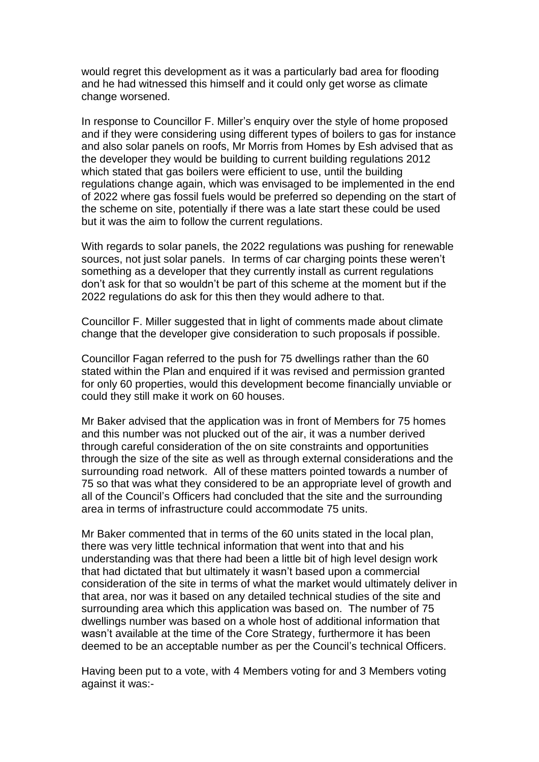would regret this development as it was a particularly bad area for flooding and he had witnessed this himself and it could only get worse as climate change worsened.

In response to Councillor F. Miller's enquiry over the style of home proposed and if they were considering using different types of boilers to gas for instance and also solar panels on roofs, Mr Morris from Homes by Esh advised that as the developer they would be building to current building regulations 2012 which stated that gas boilers were efficient to use, until the building regulations change again, which was envisaged to be implemented in the end of 2022 where gas fossil fuels would be preferred so depending on the start of the scheme on site, potentially if there was a late start these could be used but it was the aim to follow the current regulations.

With regards to solar panels, the 2022 regulations was pushing for renewable sources, not just solar panels. In terms of car charging points these weren't something as a developer that they currently install as current regulations don't ask for that so wouldn't be part of this scheme at the moment but if the 2022 regulations do ask for this then they would adhere to that.

Councillor F. Miller suggested that in light of comments made about climate change that the developer give consideration to such proposals if possible.

Councillor Fagan referred to the push for 75 dwellings rather than the 60 stated within the Plan and enquired if it was revised and permission granted for only 60 properties, would this development become financially unviable or could they still make it work on 60 houses.

Mr Baker advised that the application was in front of Members for 75 homes and this number was not plucked out of the air, it was a number derived through careful consideration of the on site constraints and opportunities through the size of the site as well as through external considerations and the surrounding road network. All of these matters pointed towards a number of 75 so that was what they considered to be an appropriate level of growth and all of the Council's Officers had concluded that the site and the surrounding area in terms of infrastructure could accommodate 75 units.

Mr Baker commented that in terms of the 60 units stated in the local plan, there was very little technical information that went into that and his understanding was that there had been a little bit of high level design work that had dictated that but ultimately it wasn't based upon a commercial consideration of the site in terms of what the market would ultimately deliver in that area, nor was it based on any detailed technical studies of the site and surrounding area which this application was based on. The number of 75 dwellings number was based on a whole host of additional information that wasn't available at the time of the Core Strategy, furthermore it has been deemed to be an acceptable number as per the Council's technical Officers.

Having been put to a vote, with 4 Members voting for and 3 Members voting against it was:-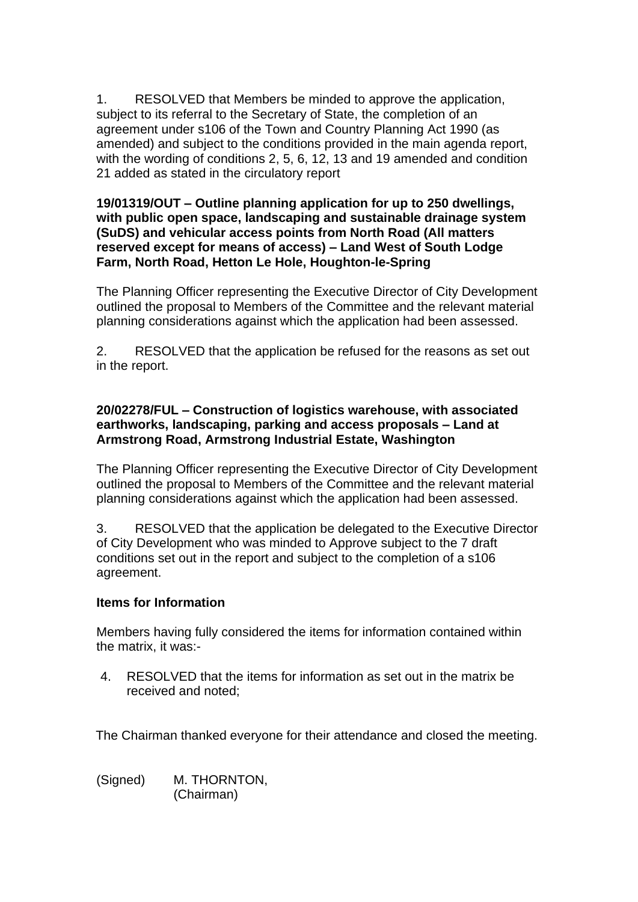1. RESOLVED that Members be minded to approve the application, subject to its referral to the Secretary of State, the completion of an agreement under s106 of the Town and Country Planning Act 1990 (as amended) and subject to the conditions provided in the main agenda report, with the wording of conditions 2, 5, 6, 12, 13 and 19 amended and condition 21 added as stated in the circulatory report

**19/01319/OUT – Outline planning application for up to 250 dwellings, with public open space, landscaping and sustainable drainage system (SuDS) and vehicular access points from North Road (All matters reserved except for means of access) – Land West of South Lodge Farm, North Road, Hetton Le Hole, Houghton-le-Spring**

The Planning Officer representing the Executive Director of City Development outlined the proposal to Members of the Committee and the relevant material planning considerations against which the application had been assessed.

2. RESOLVED that the application be refused for the reasons as set out in the report.

**20/02278/FUL – Construction of logistics warehouse, with associated earthworks, landscaping, parking and access proposals – Land at Armstrong Road, Armstrong Industrial Estate, Washington**

The Planning Officer representing the Executive Director of City Development outlined the proposal to Members of the Committee and the relevant material planning considerations against which the application had been assessed.

3. RESOLVED that the application be delegated to the Executive Director of City Development who was minded to Approve subject to the 7 draft conditions set out in the report and subject to the completion of a s106 agreement.

**Items for Information**

Members having fully considered the items for information contained within the matrix, it was:-

4. RESOLVED that the items for information as set out in the matrix be received and noted;

The Chairman thanked everyone for their attendance and closed the meeting.

(Signed) M. THORNTON,
(Chairman)